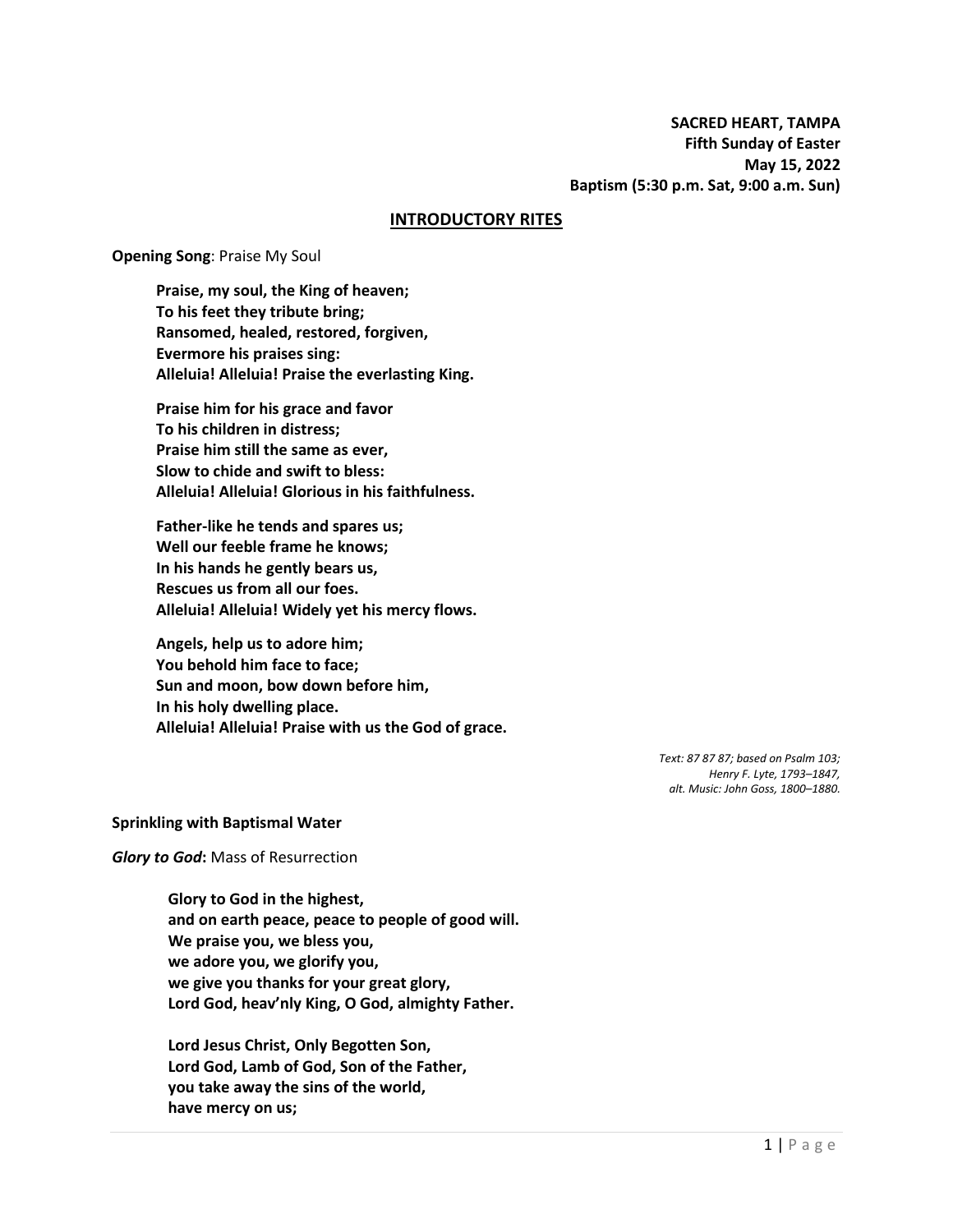**SACRED HEART, TAMPA**
**Fifth Sunday of Easter**
**May 15, 2022**
**Baptism (5:30 p.m. Sat, 9:00 a.m. Sun)**

## INTRODUCTORY RITES

**Opening Song**: Praise My Soul

**Praise, my soul, the King of heaven;**
**To his feet they tribute bring;**
**Ransomed, healed, restored, forgiven,**
**Evermore his praises sing:**
**Alleluia! Alleluia! Praise the everlasting King.**

**Praise him for his grace and favor**
**To his children in distress;**
**Praise him still the same as ever,**
**Slow to chide and swift to bless:**
**Alleluia! Alleluia! Glorious in his faithfulness.**

**Father-like he tends and spares us;**
**Well our feeble frame he knows;**
**In his hands he gently bears us,**
**Rescues us from all our foes.**
**Alleluia! Alleluia! Widely yet his mercy flows.**

**Angels, help us to adore him;**
**You behold him face to face;**
**Sun and moon, bow down before him,**
**In his holy dwelling place.**
**Alleluia! Alleluia! Praise with us the God of grace.**

*Text: 87 87 87; based on Psalm 103;*
*Henry F. Lyte, 1793–1847,*
*alt. Music: John Goss, 1800–1880.*

**Sprinkling with Baptismal Water**

***Glory to God*:** Mass of Resurrection

**Glory to God in the highest,**
**and on earth peace, peace to people of good will.**
**We praise you, we bless you,**
**we adore you, we glorify you,**
**we give you thanks for your great glory,**
**Lord God, heav'nly King, O God, almighty Father.**

**Lord Jesus Christ, Only Begotten Son,**
**Lord God, Lamb of God, Son of the Father,**
**you take away the sins of the world,**
**have mercy on us;**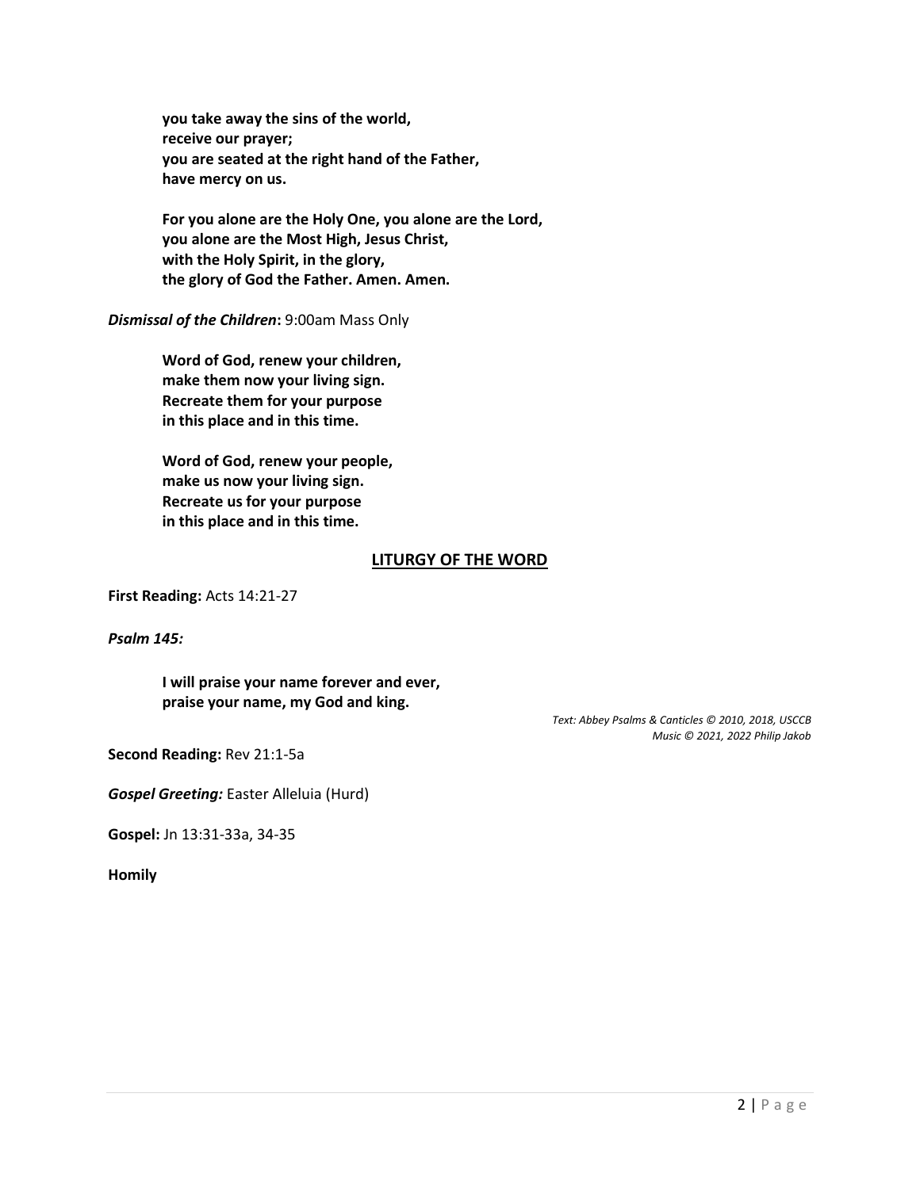**you take away the sins of the world,**
**receive our prayer;**
**you are seated at the right hand of the Father,**
**have mercy on us.**

**For you alone are the Holy One, you alone are the Lord,**
**you alone are the Most High, Jesus Christ,**
**with the Holy Spirit, in the glory,**
**the glory of God the Father. Amen. Amen.**

***Dismissal of the Children*:** 9:00am Mass Only

**Word of God, renew your children,**
**make them now your living sign.**
**Recreate them for your purpose**
**in this place and in this time.**

**Word of God, renew your people,**
**make us now your living sign.**
**Recreate us for your purpose**
**in this place and in this time.**

## LITURGY OF THE WORD

**First Reading:** Acts 14:21-27

***Psalm 145:***

**I will praise your name forever and ever,**
**praise your name, my God and king.**

*Text: Abbey Psalms & Canticles © 2010, 2018, USCCB*
*Music © 2021, 2022 Philip Jakob*

**Second Reading:** Rev 21:1-5a

***Gospel Greeting:*** Easter Alleluia (Hurd)

**Gospel:** Jn 13:31-33a, 34-35

**Homily**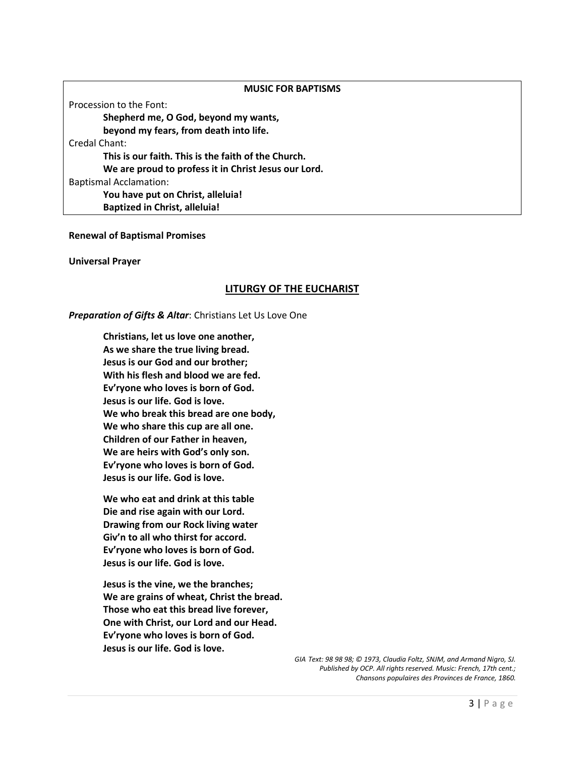| MUSIC FOR BAPTISMS |
| --- |
| Procession to the Font: |
| **Shepherd me, O God, beyond my wants,** |
| **beyond my fears, from death into life.** |
| Credal Chant: |
| **This is our faith. This is the faith of the Church.** |
| **We are proud to profess it in Christ Jesus our Lord.** |
| Baptismal Acclamation: |
| **You have put on Christ, alleluia!** |
| **Baptized in Christ, alleluia!** |

**Renewal of Baptismal Promises**

**Universal Prayer**

## LITURGY OF THE EUCHARIST

***Preparation of Gifts & Altar***: Christians Let Us Love One

**Christians, let us love one another,**
**As we share the true living bread.**
**Jesus is our God and our brother;**
**With his flesh and blood we are fed.**
**Ev'ryone who loves is born of God.**
**Jesus is our life. God is love.**
**We who break this bread are one body,**
**We who share this cup are all one.**
**Children of our Father in heaven,**
**We are heirs with God's only son.**
**Ev'ryone who loves is born of God.**
**Jesus is our life. God is love.**

**We who eat and drink at this table**
**Die and rise again with our Lord.**
**Drawing from our Rock living water**
**Giv'n to all who thirst for accord.**
**Ev'ryone who loves is born of God.**
**Jesus is our life. God is love.**

**Jesus is the vine, we the branches;**
**We are grains of wheat, Christ the bread.**
**Those who eat this bread live forever,**
**One with Christ, our Lord and our Head.**
**Ev'ryone who loves is born of God.**
**Jesus is our life. God is love.**

*GIA Text: 98 98 98; © 1973, Claudia Foltz, SNJM, and Armand Nigro, SJ. Published by OCP. All rights reserved. Music: French, 17th cent.; Chansons populaires des Provinces de France, 1860.*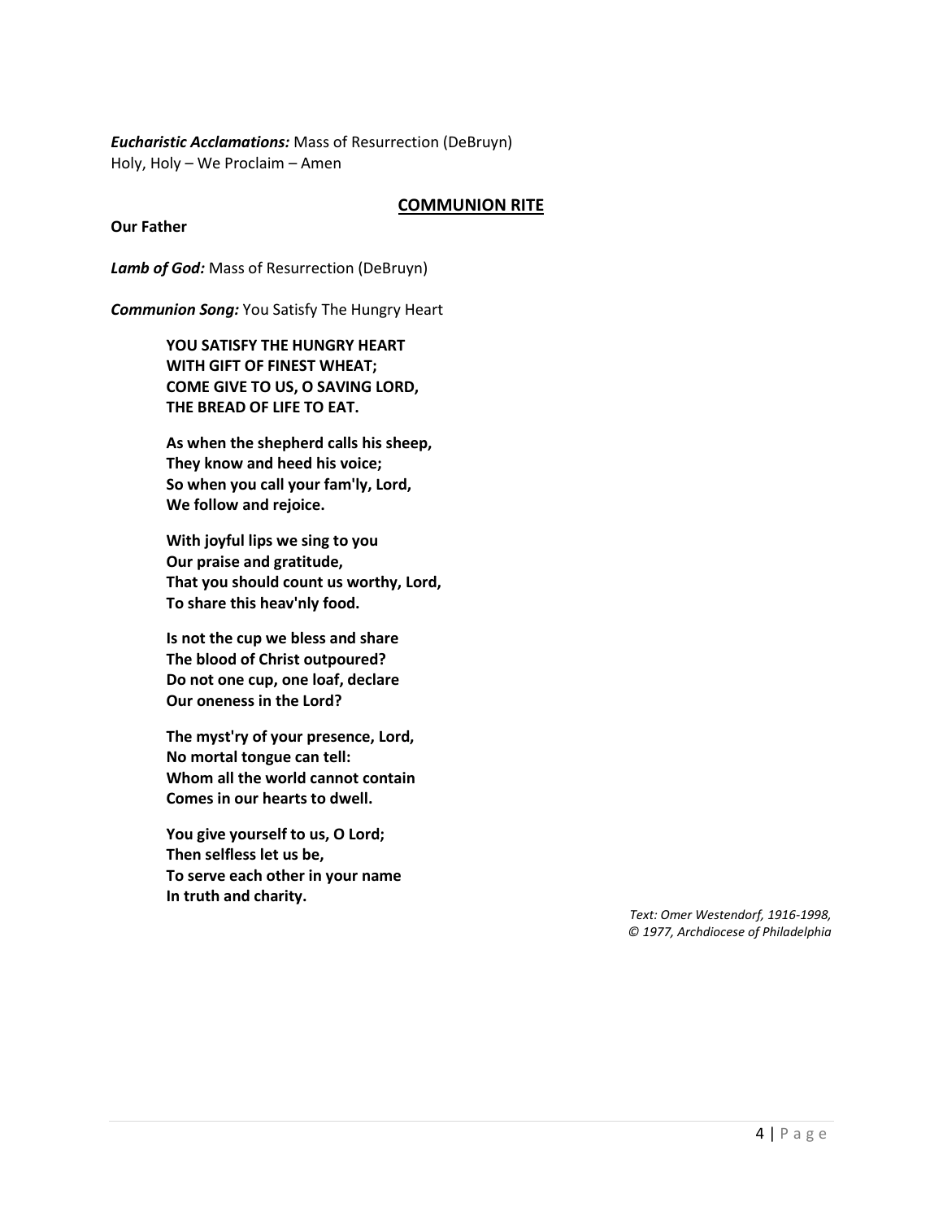***Eucharistic Acclamations:*** Mass of Resurrection (DeBruyn)
Holy, Holy – We Proclaim – Amen

## COMMUNION RITE

**Our Father**

***Lamb of God:*** Mass of Resurrection (DeBruyn)

***Communion Song:*** You Satisfy The Hungry Heart

**YOU SATISFY THE HUNGRY HEART
WITH GIFT OF FINEST WHEAT;
COME GIVE TO US, O SAVING LORD,
THE BREAD OF LIFE TO EAT.**

**As when the shepherd calls his sheep,
They know and heed his voice;
So when you call your fam'ly, Lord,
We follow and rejoice.**

**With joyful lips we sing to you
Our praise and gratitude,
That you should count us worthy, Lord,
To share this heav'nly food.**

**Is not the cup we bless and share
The blood of Christ outpoured?
Do not one cup, one loaf, declare
Our oneness in the Lord?**

**The myst'ry of your presence, Lord,
No mortal tongue can tell:
Whom all the world cannot contain
Comes in our hearts to dwell.**

**You give yourself to us, O Lord;
Then selfless let us be,
To serve each other in your name
In truth and charity.**

*Text: Omer Westendorf, 1916-1998,
© 1977, Archdiocese of Philadelphia*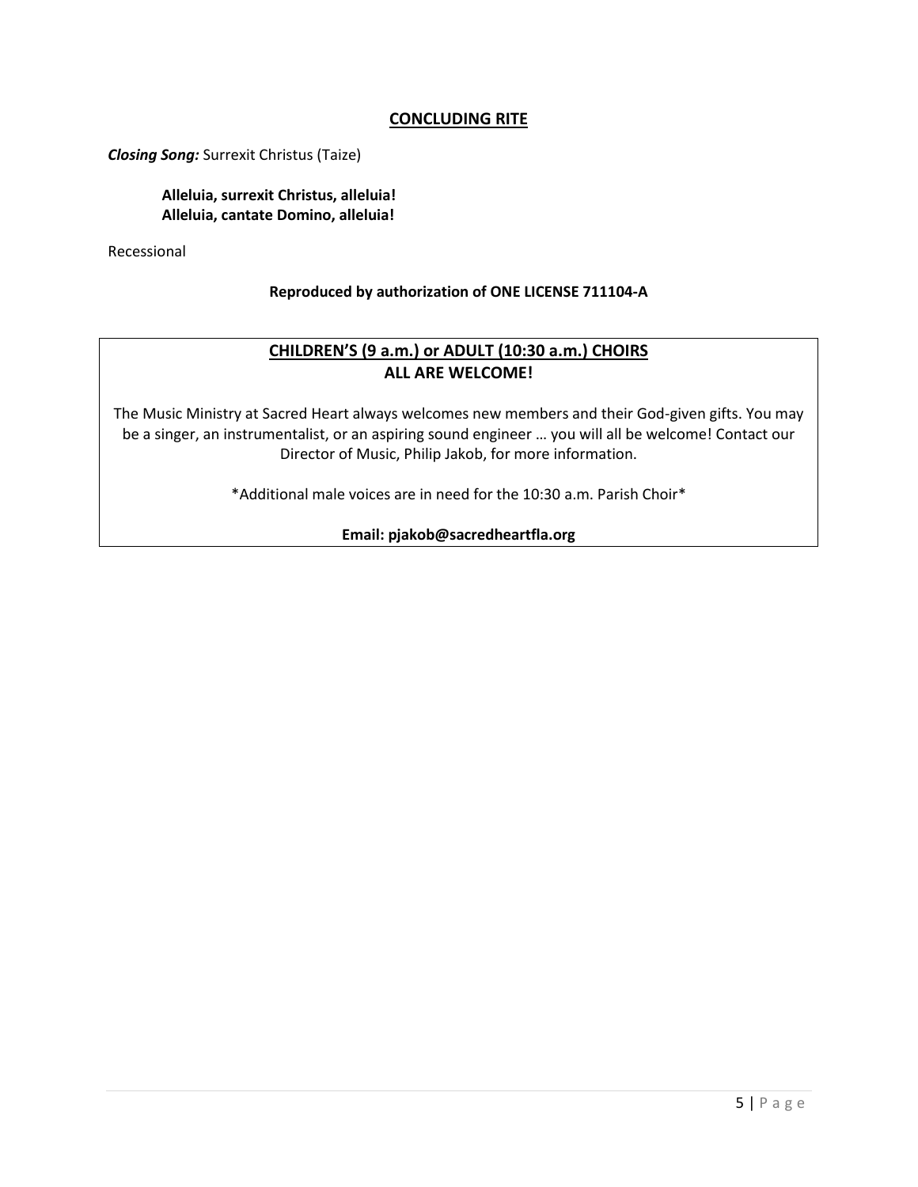## CONCLUDING RITE

***Closing Song:*** Surrexit Christus (Taize)

> **Alleluia, surrexit Christus, alleluia!**
> **Alleluia, cantate Domino, alleluia!**

Recessional

**Reproduced by authorization of ONE LICENSE 711104-A**

---

### CHILDREN'S (9 a.m.) or ADULT (10:30 a.m.) CHOIRS
**ALL ARE WELCOME!**

The Music Ministry at Sacred Heart always welcomes new members and their God-given gifts. You may be a singer, an instrumentalist, or an aspiring sound engineer … you will all be welcome! Contact our Director of Music, Philip Jakob, for more information.

*Additional male voices are in need for the 10:30 a.m. Parish Choir*

**Email: pjakob@sacredheartfla.org**